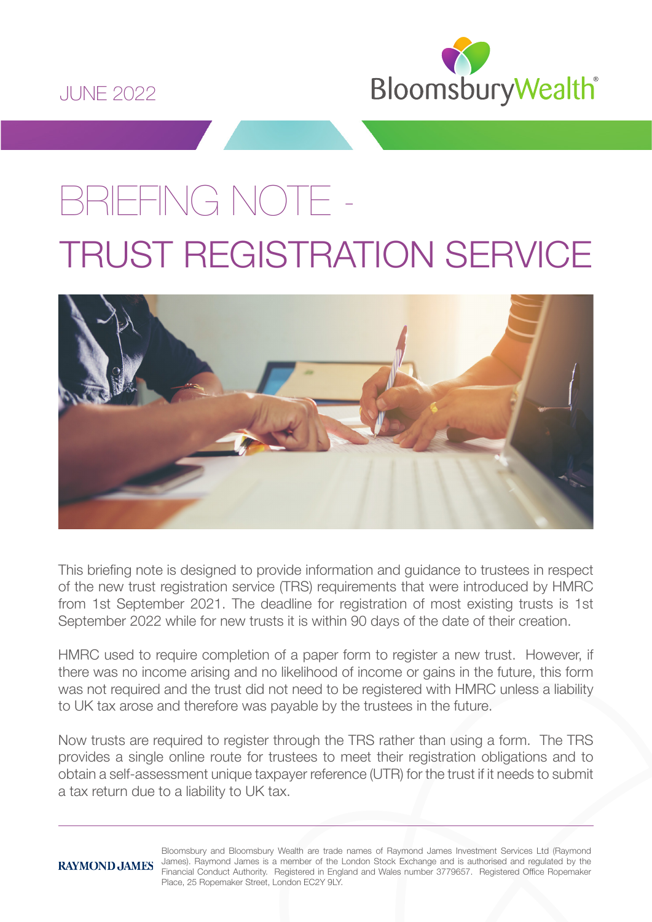JUNE 2022

# BRIEFING NOTE - TRUST REGISTRATION SERVICE

This briefing note is designed to provide information and guidance to trustees in respect of the new trust registration service (TRS) requirements that were introduced by HMRC from 1st September 2021. The deadline for registration of most existing trusts is 1st September 2022 while for new trusts it is within 90 days of the date of their creation.

HMRC used to require completion of a paper form to register a new trust. However, if there was no income arising and no likelihood of income or gains in the future, this form was not required and the trust did not need to be registered with HMRC unless a liability to UK tax arose and therefore was payable by the trustees in the future.

Now trusts are required to register through the TRS rather than using a form. The TRS provides a single online route for trustees to meet their registration obligations and to obtain a self-assessment unique taxpayer reference (UTR) for the trust if it needs to submit a tax return due to a liability to UK tax.

Bloomsbury and Bloomsbury Wealth are trade names of Raymond James Investment Services Ltd (Raymond James). Raymond James is a member of the London Stock Exchange and is authorised and regulated by the Financial Conduct Authority. Registered in England and Wales number 3779657. Registered Office Ropemaker Place, 25 Ropemaker Street, London EC2Y 9LY.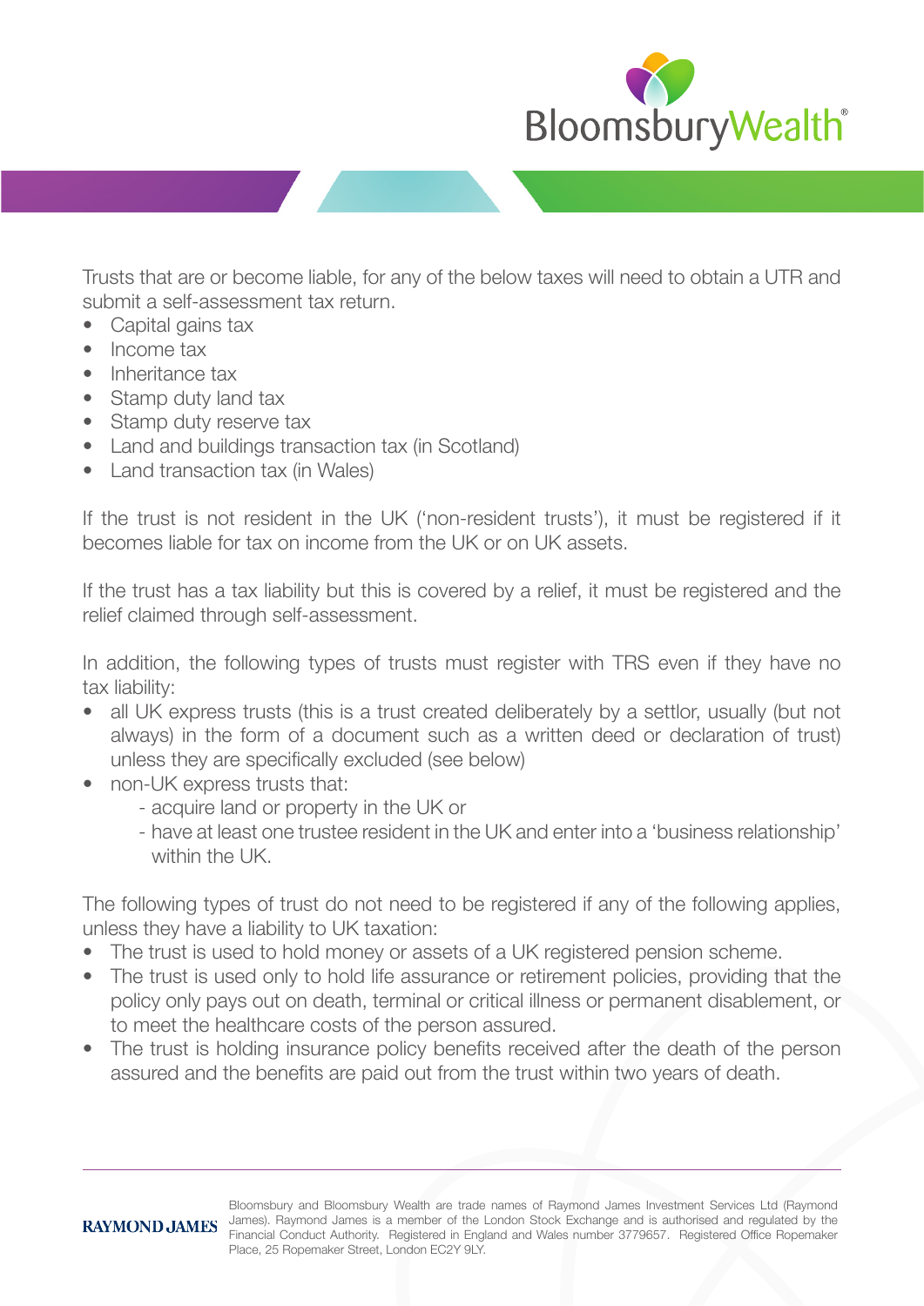Trusts that are or become liable, for any of the below taxes will need to obtain a UTR and submit a self-assessment tax return.

- Capital gains tax
- Income tax
- Inheritance tax
- Stamp duty land tax
- Stamp duty reserve tax
- Land and buildings transaction tax (in Scotland)
- Land transaction tax (in Wales)

If the trust is not resident in the UK ('non-resident trusts'), it must be registered if it becomes liable for tax on income from the UK or on UK assets.

If the trust has a tax liability but this is covered by a relief, it must be registered and the relief claimed through self-assessment.

In addition, the following types of trusts must register with TRS even if they have no tax liability:

- all UK express trusts (this is a trust created deliberately by a settlor, usually (but not always) in the form of a document such as a written deed or declaration of trust) unless they are specifically excluded (see below)
- non-UK express trusts that:
  - acquire land or property in the UK or
  - have at least one trustee resident in the UK and enter into a 'business relationship' within the UK.

The following types of trust do not need to be registered if any of the following applies, unless they have a liability to UK taxation:

- The trust is used to hold money or assets of a UK registered pension scheme.
- The trust is used only to hold life assurance or retirement policies, providing that the policy only pays out on death, terminal or critical illness or permanent disablement, or to meet the healthcare costs of the person assured.
- The trust is holding insurance policy benefits received after the death of the person assured and the benefits are paid out from the trust within two years of death.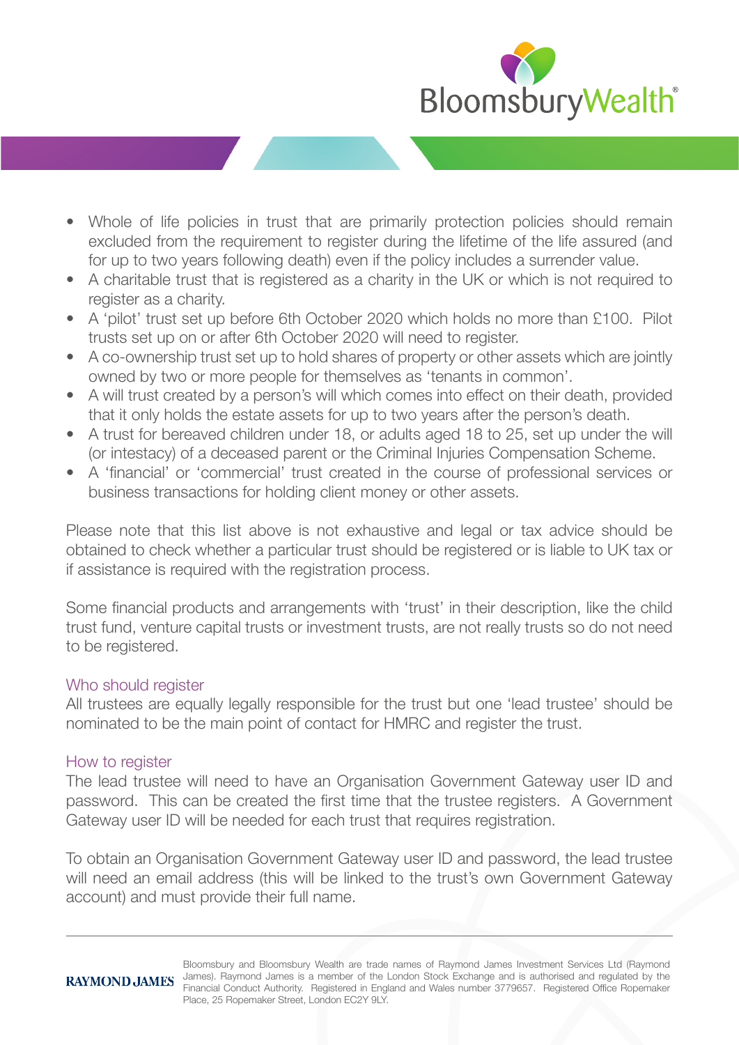- Whole of life policies in trust that are primarily protection policies should remain excluded from the requirement to register during the lifetime of the life assured (and for up to two years following death) even if the policy includes a surrender value.
- A charitable trust that is registered as a charity in the UK or which is not required to register as a charity.
- A 'pilot' trust set up before 6th October 2020 which holds no more than £100. Pilot trusts set up on or after 6th October 2020 will need to register.
- A co-ownership trust set up to hold shares of property or other assets which are jointly owned by two or more people for themselves as 'tenants in common'.
- A will trust created by a person's will which comes into effect on their death, provided that it only holds the estate assets for up to two years after the person's death.
- A trust for bereaved children under 18, or adults aged 18 to 25, set up under the will (or intestacy) of a deceased parent or the Criminal Injuries Compensation Scheme.
- A 'financial' or 'commercial' trust created in the course of professional services or business transactions for holding client money or other assets.

Please note that this list above is not exhaustive and legal or tax advice should be obtained to check whether a particular trust should be registered or is liable to UK tax or if assistance is required with the registration process.

Some financial products and arrangements with 'trust' in their description, like the child trust fund, venture capital trusts or investment trusts, are not really trusts so do not need to be registered.

## Who should register

All trustees are equally legally responsible for the trust but one 'lead trustee' should be nominated to be the main point of contact for HMRC and register the trust.

## How to register

The lead trustee will need to have an Organisation Government Gateway user ID and password. This can be created the first time that the trustee registers. A Government Gateway user ID will be needed for each trust that requires registration.

To obtain an Organisation Government Gateway user ID and password, the lead trustee will need an email address (this will be linked to the trust's own Government Gateway account) and must provide their full name.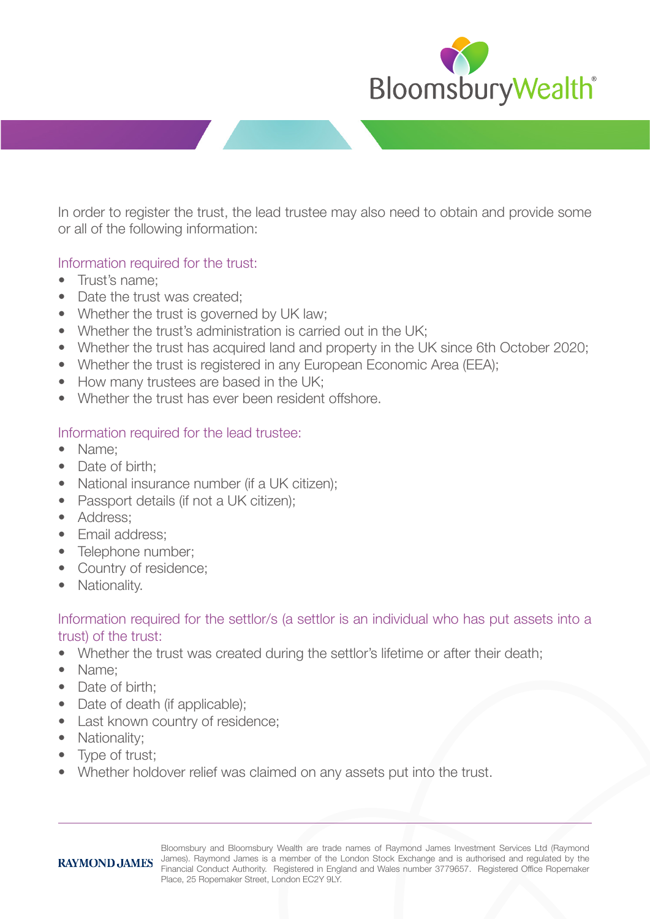In order to register the trust, the lead trustee may also need to obtain and provide some or all of the following information:

### Information required for the trust:

- Trust's name;
- Date the trust was created;
- Whether the trust is governed by UK law;
- Whether the trust's administration is carried out in the UK;
- Whether the trust has acquired land and property in the UK since 6th October 2020;
- Whether the trust is registered in any European Economic Area (EEA);
- How many trustees are based in the UK;
- Whether the trust has ever been resident offshore.

### Information required for the lead trustee:

- Name;
- Date of birth;
- National insurance number (if a UK citizen);
- Passport details (if not a UK citizen);
- Address;
- Email address;
- Telephone number;
- Country of residence;
- Nationality.

### Information required for the settlor/s (a settlor is an individual who has put assets into a trust) of the trust:

- Whether the trust was created during the settlor's lifetime or after their death;
- Name;
- Date of birth;
- Date of death (if applicable);
- Last known country of residence;
- Nationality;
- Type of trust;
- Whether holdover relief was claimed on any assets put into the trust.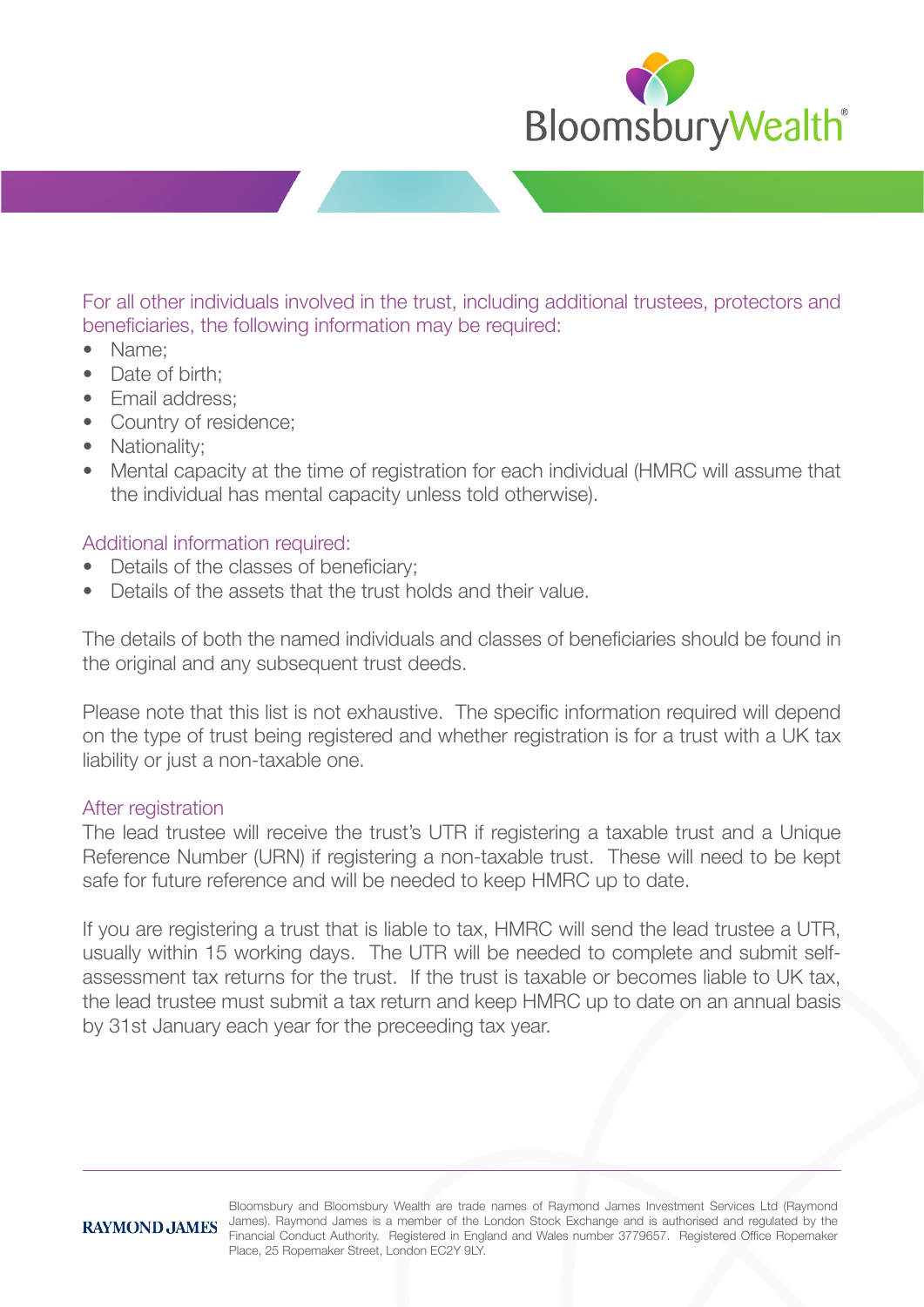For all other individuals involved in the trust, including additional trustees, protectors and beneficiaries, the following information may be required:

- Name;
- Date of birth;
- Email address;
- Country of residence;
- Nationality;
- Mental capacity at the time of registration for each individual (HMRC will assume that the individual has mental capacity unless told otherwise).

### Additional information required:

- Details of the classes of beneficiary;
- Details of the assets that the trust holds and their value.

The details of both the named individuals and classes of beneficiaries should be found in the original and any subsequent trust deeds.

Please note that this list is not exhaustive. The specific information required will depend on the type of trust being registered and whether registration is for a trust with a UK tax liability or just a non-taxable one.

### After registration

The lead trustee will receive the trust's UTR if registering a taxable trust and a Unique Reference Number (URN) if registering a non-taxable trust. These will need to be kept safe for future reference and will be needed to keep HMRC up to date.

If you are registering a trust that is liable to tax, HMRC will send the lead trustee a UTR, usually within 15 working days. The UTR will be needed to complete and submit self-assessment tax returns for the trust. If the trust is taxable or becomes liable to UK tax, the lead trustee must submit a tax return and keep HMRC up to date on an annual basis by 31st January each year for the preceeding tax year.

Bloomsbury and Bloomsbury Wealth are trade names of Raymond James Investment Services Ltd (Raymond James). Raymond James is a member of the London Stock Exchange and is authorised and regulated by the Financial Conduct Authority. Registered in England and Wales number 3779657. Registered Office Ropemaker Place, 25 Ropemaker Street, London EC2Y 9LY.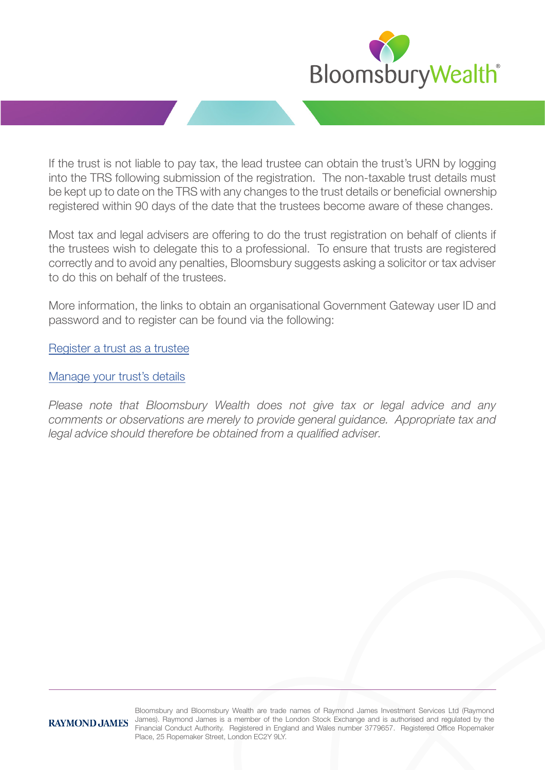If the trust is not liable to pay tax, the lead trustee can obtain the trust's URN by logging into the TRS following submission of the registration. The non-taxable trust details must be kept up to date on the TRS with any changes to the trust details or beneficial ownership registered within 90 days of the date that the trustees become aware of these changes.

Most tax and legal advisers are offering to do the trust registration on behalf of clients if the trustees wish to delegate this to a professional. To ensure that trusts are registered correctly and to avoid any penalties, Bloomsbury suggests asking a solicitor or tax adviser to do this on behalf of the trustees.

More information, the links to obtain an organisational Government Gateway user ID and password and to register can be found via the following:

Register a trust as a trustee

Manage your trust's details

*Please note that Bloomsbury Wealth does not give tax or legal advice and any comments or observations are merely to provide general guidance. Appropriate tax and legal advice should therefore be obtained from a qualified adviser.*

RAYMOND JAMES

Bloomsbury and Bloomsbury Wealth are trade names of Raymond James Investment Services Ltd (Raymond James). Raymond James is a member of the London Stock Exchange and is authorised and regulated by the Financial Conduct Authority. Registered in England and Wales number 3779657. Registered Office Ropemaker Place, 25 Ropemaker Street, London EC2Y 9LY.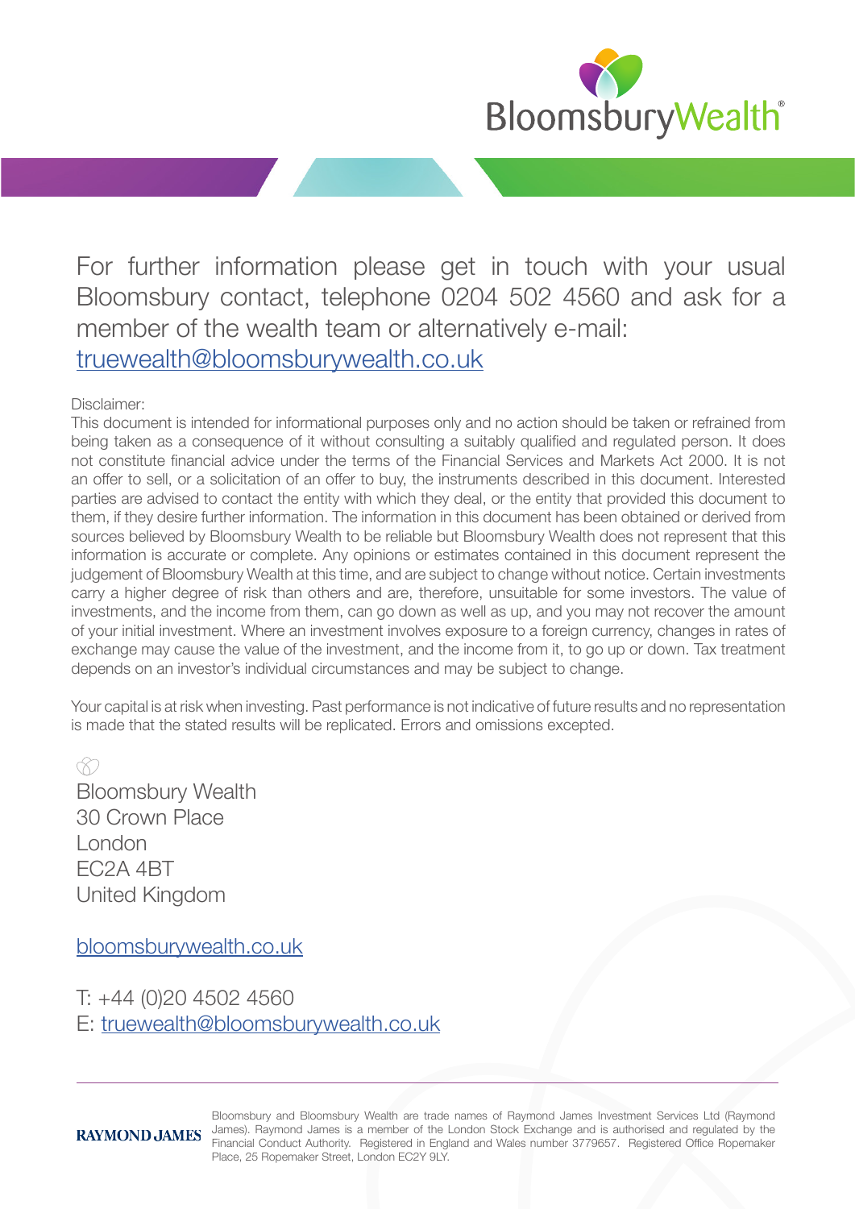For further information please get in touch with your usual Bloomsbury contact, telephone 0204 502 4560 and ask for a member of the wealth team or alternatively e-mail: truewealth@bloomsburywealth.co.uk

Disclaimer:
This document is intended for informational purposes only and no action should be taken or refrained from being taken as a consequence of it without consulting a suitably qualified and regulated person. It does not constitute financial advice under the terms of the Financial Services and Markets Act 2000. It is not an offer to sell, or a solicitation of an offer to buy, the instruments described in this document. Interested parties are advised to contact the entity with which they deal, or the entity that provided this document to them, if they desire further information. The information in this document has been obtained or derived from sources believed by Bloomsbury Wealth to be reliable but Bloomsbury Wealth does not represent that this information is accurate or complete. Any opinions or estimates contained in this document represent the judgement of Bloomsbury Wealth at this time, and are subject to change without notice. Certain investments carry a higher degree of risk than others and are, therefore, unsuitable for some investors. The value of investments, and the income from them, can go down as well as up, and you may not recover the amount of your initial investment. Where an investment involves exposure to a foreign currency, changes in rates of exchange may cause the value of the investment, and the income from it, to go up or down. Tax treatment depends on an investor's individual circumstances and may be subject to change.

Your capital is at risk when investing. Past performance is not indicative of future results and no representation is made that the stated results will be replicated. Errors and omissions excepted.

Bloomsbury Wealth
30 Crown Place
London
EC2A 4BT
United Kingdom

bloomsburywealth.co.uk

T: +44 (0)20 4502 4560
E: truewealth@bloomsburywealth.co.uk

RAYMOND JAMES

Bloomsbury and Bloomsbury Wealth are trade names of Raymond James Investment Services Ltd (Raymond James). Raymond James is a member of the London Stock Exchange and is authorised and regulated by the Financial Conduct Authority. Registered in England and Wales number 3779657. Registered Office Ropemaker Place, 25 Ropemaker Street, London EC2Y 9LY.